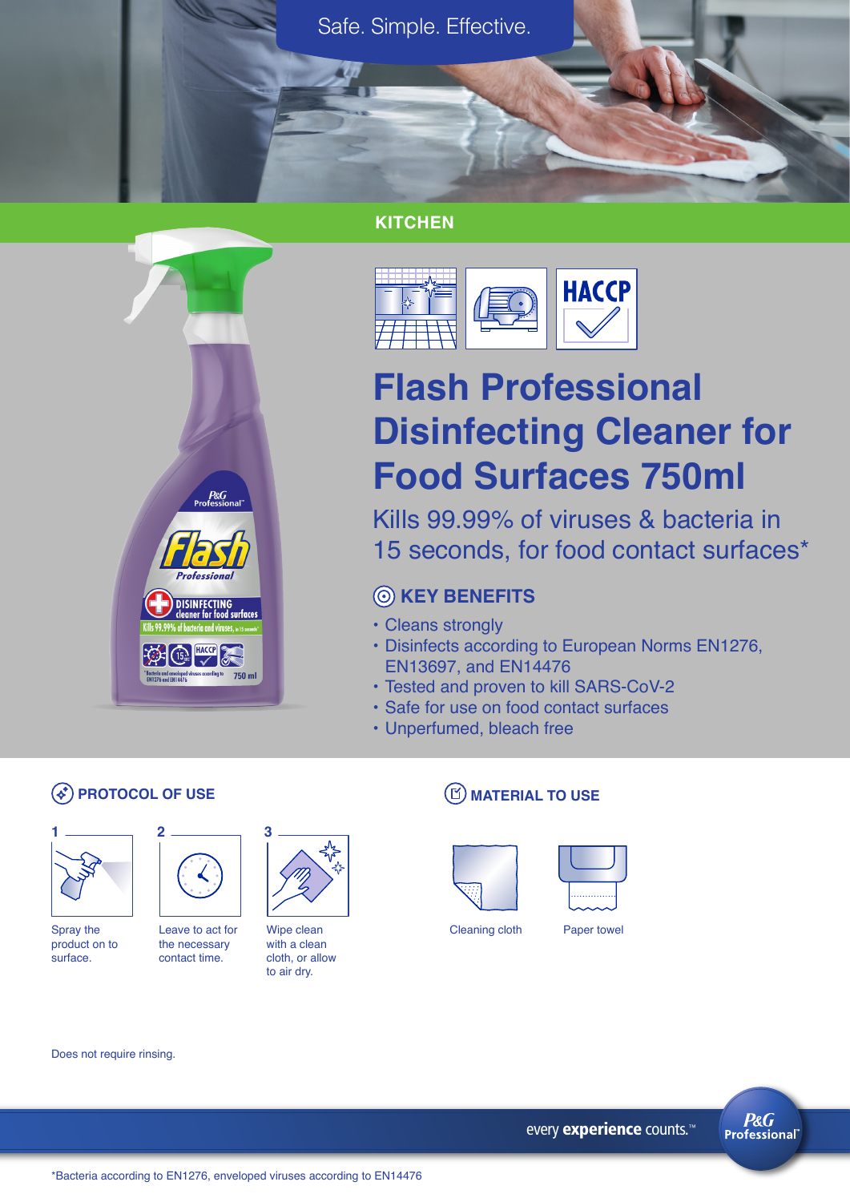Safe. Simple. Effective.

KITCHEN

# Flash Professional Disinfecting Cleaner for Food Surfaces 750ml

Kills 99.99% of viruses & bacteria in 15 seconds, for food contact surfaces*

## KEY BENEFITS

- Cleans strongly
- Disinfects according to European Norms EN1276, EN13697, and EN14476
- Tested and proven to kill SARS-CoV-2
- Safe for use on food contact surfaces
- Unperfumed, bleach free

## PROTOCOL OF USE

1. Spray the product on to surface.
2. Leave to act for the necessary contact time.
3. Wipe clean with a clean cloth, or allow to air dry.

Does not require rinsing.

## MATERIAL TO USE

- Cleaning cloth
- Paper towel

every **experience** counts.™

P&G Professional™

*Bacteria according to EN1276, enveloped viruses according to EN14476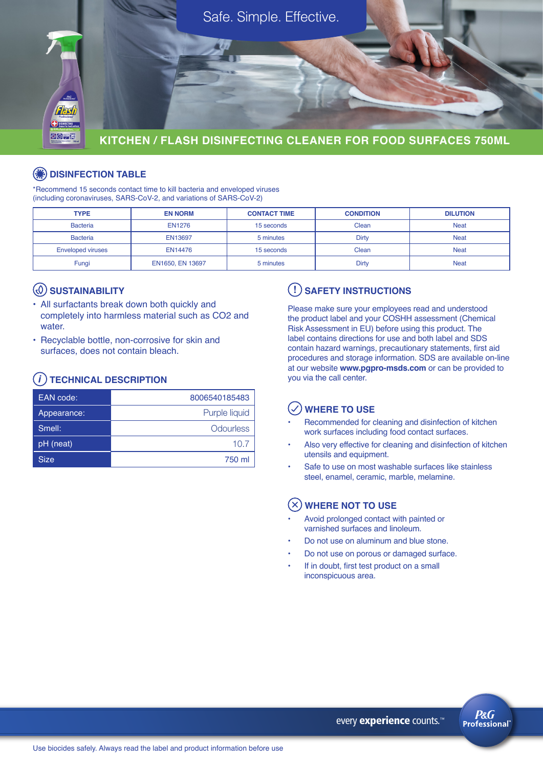Safe. Simple. Effective.

# KITCHEN / FLASH DISINFECTING CLEANER FOR FOOD SURFACES 750ML

## DISINFECTION TABLE

*Recommend 15 seconds contact time to kill bacteria and enveloped viruses (including coronaviruses, SARS-CoV-2, and variations of SARS-CoV-2)

| TYPE | EN NORM | CONTACT TIME | CONDITION | DILUTION |
|---|---|---|---|---|
| Bacteria | EN1276 | 15 seconds | Clean | Neat |
| Bacteria | EN13697 | 5 minutes | Dirty | Neat |
| Enveloped viruses | EN14476 | 15 seconds | Clean | Neat |
| Fungi | EN1650, EN 13697 | 5 minutes | Dirty | Neat |

## SUSTAINABILITY

- All surfactants break down both quickly and completely into harmless material such as $CO_2$ and water.
- Recyclable bottle, non-corrosive for skin and surfaces, does not contain bleach.

## TECHNICAL DESCRIPTION

| | |
|---|---|
| EAN code: | 8006540185483 |
| Appearance: | Purple liquid |
| Smell: | Odourless |
| pH (neat) | 10.7 |
| Size | 750 ml |

## SAFETY INSTRUCTIONS

Please make sure your employees read and understood the product label and your COSHH assessment (Chemical Risk Assessment in EU) before using this product. The label contains directions for use and both label and SDS contain hazard warnings, precautionary statements, first aid procedures and storage information. SDS are available on-line at our website **www.pgpro-msds.com** or can be provided to you via the call center.

## WHERE TO USE

- Recommended for cleaning and disinfection of kitchen work surfaces including food contact surfaces.
- Also very effective for cleaning and disinfection of kitchen utensils and equipment.
- Safe to use on most washable surfaces like stainless steel, enamel, ceramic, marble, melamine.

## WHERE NOT TO USE

- Avoid prolonged contact with painted or varnished surfaces and linoleum.
- Do not use on aluminum and blue stone.
- Do not use on porous or damaged surface.
- If in doubt, first test product on a small inconspicuous area.

every **experience** counts.™

P&G Professional™

Use biocides safely. Always read the label and product information before use